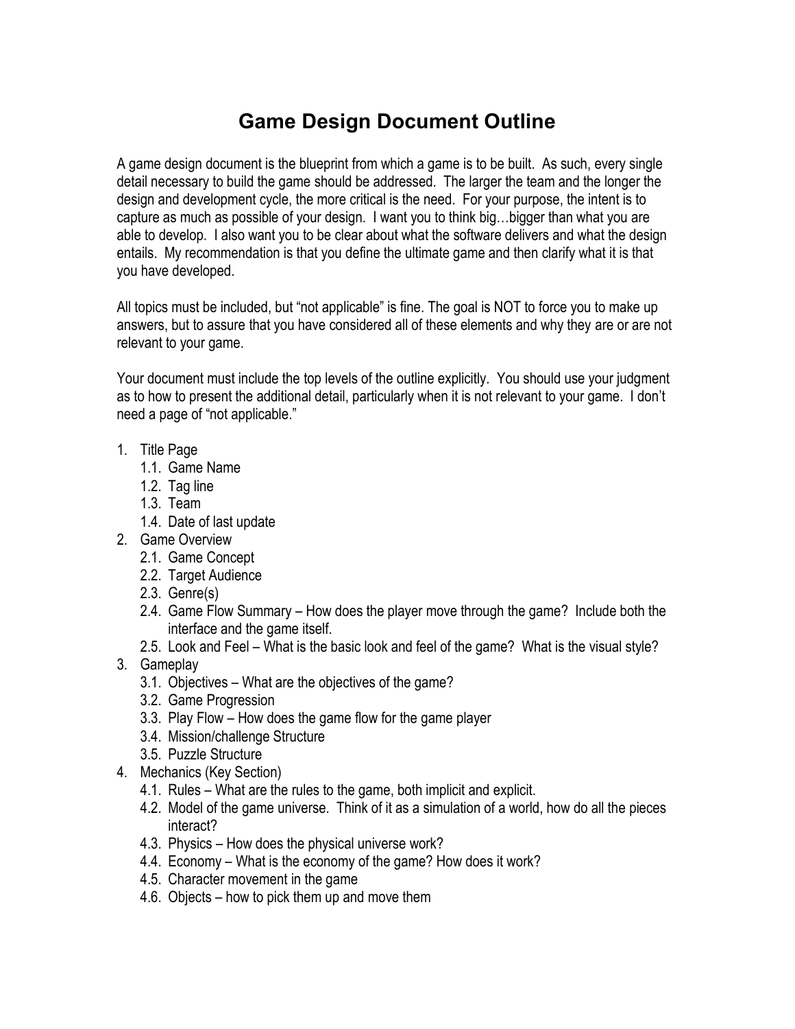# Game Design Document Outline

A game design document is the blueprint from which a game is to be built. As such, every single detail necessary to build the game should be addressed. The larger the team and the longer the design and development cycle, the more critical is the need. For your purpose, the intent is to capture as much as possible of your design. I want you to think big…bigger than what you are able to develop. I also want you to be clear about what the software delivers and what the design entails. My recommendation is that you define the ultimate game and then clarify what it is that you have developed.

All topics must be included, but "not applicable" is fine. The goal is NOT to force you to make up answers, but to assure that you have considered all of these elements and why they are or are not relevant to your game.

Your document must include the top levels of the outline explicitly. You should use your judgment as to how to present the additional detail, particularly when it is not relevant to your game. I don't need a page of "not applicable."

1. Title Page
   - 1.1. Game Name
   - 1.2. Tag line
   - 1.3. Team
   - 1.4. Date of last update
2. Game Overview
   - 2.1. Game Concept
   - 2.2. Target Audience
   - 2.3. Genre(s)
   - 2.4. Game Flow Summary – How does the player move through the game? Include both the interface and the game itself.
   - 2.5. Look and Feel – What is the basic look and feel of the game? What is the visual style?
3. Gameplay
   - 3.1. Objectives – What are the objectives of the game?
   - 3.2. Game Progression
   - 3.3. Play Flow – How does the game flow for the game player
   - 3.4. Mission/challenge Structure
   - 3.5. Puzzle Structure
4. Mechanics (Key Section)
   - 4.1. Rules – What are the rules to the game, both implicit and explicit.
   - 4.2. Model of the game universe. Think of it as a simulation of a world, how do all the pieces interact?
   - 4.3. Physics – How does the physical universe work?
   - 4.4. Economy – What is the economy of the game? How does it work?
   - 4.5. Character movement in the game
   - 4.6. Objects – how to pick them up and move them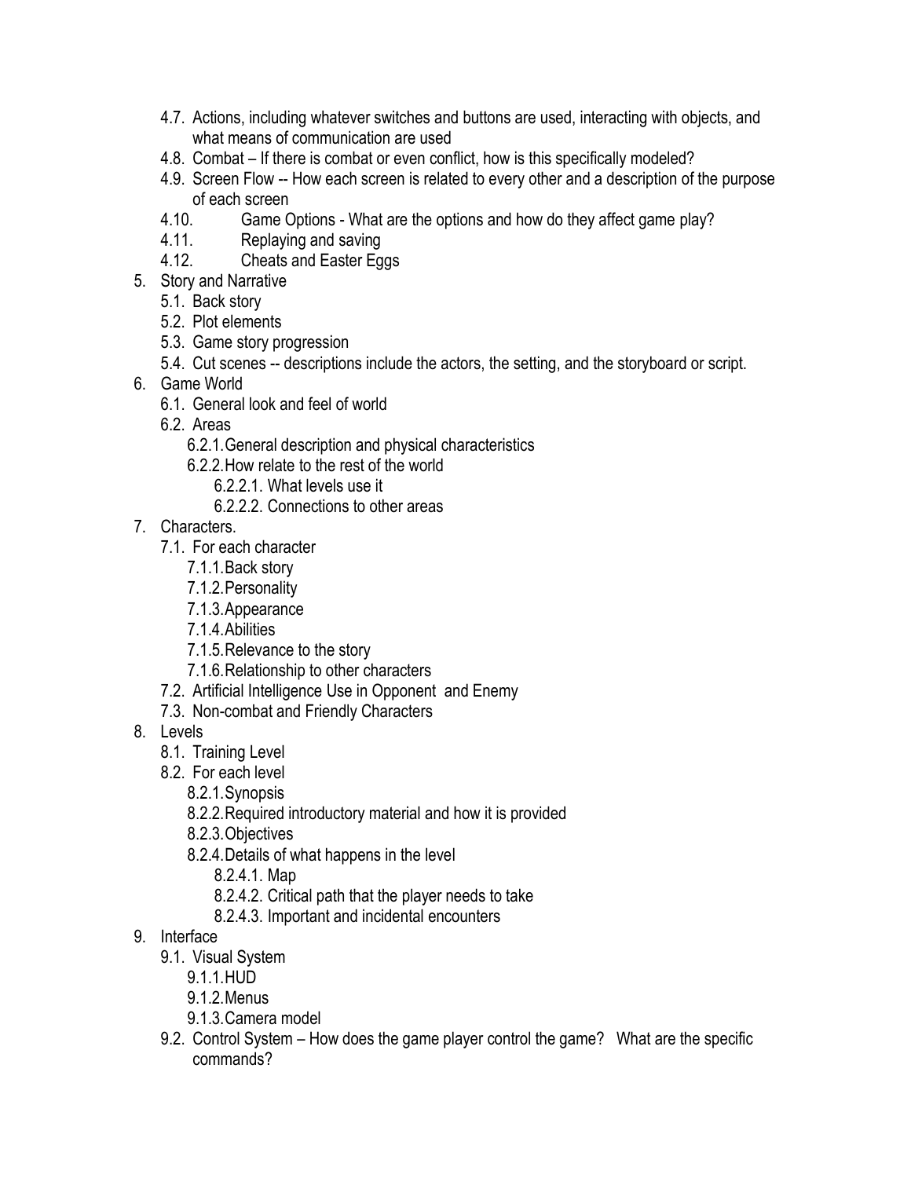- 4.7. Actions, including whatever switches and buttons are used, interacting with objects, and what means of communication are used
- 4.8. Combat – If there is combat or even conflict, how is this specifically modeled?
- 4.9. Screen Flow -- How each screen is related to every other and a description of the purpose of each screen
- 4.10. Game Options - What are the options and how do they affect game play?
- 4.11. Replaying and saving
- 4.12. Cheats and Easter Eggs

5. Story and Narrative
   - 5.1. Back story
   - 5.2. Plot elements
   - 5.3. Game story progression
   - 5.4. Cut scenes -- descriptions include the actors, the setting, and the storyboard or script.
6. Game World
   - 6.1. General look and feel of world
   - 6.2. Areas
     - 6.2.1. General description and physical characteristics
     - 6.2.2. How relate to the rest of the world
       - 6.2.2.1. What levels use it
       - 6.2.2.2. Connections to other areas
7. Characters.
   - 7.1. For each character
     - 7.1.1. Back story
     - 7.1.2. Personality
     - 7.1.3. Appearance
     - 7.1.4. Abilities
     - 7.1.5. Relevance to the story
     - 7.1.6. Relationship to other characters
   - 7.2. Artificial Intelligence Use in Opponent and Enemy
   - 7.3. Non-combat and Friendly Characters
8. Levels
   - 8.1. Training Level
   - 8.2. For each level
     - 8.2.1. Synopsis
     - 8.2.2. Required introductory material and how it is provided
     - 8.2.3. Objectives
     - 8.2.4. Details of what happens in the level
       - 8.2.4.1. Map
       - 8.2.4.2. Critical path that the player needs to take
       - 8.2.4.3. Important and incidental encounters
9. Interface
   - 9.1. Visual System
     - 9.1.1. HUD
     - 9.1.2. Menus
     - 9.1.3. Camera model
   - 9.2. Control System – How does the game player control the game? What are the specific commands?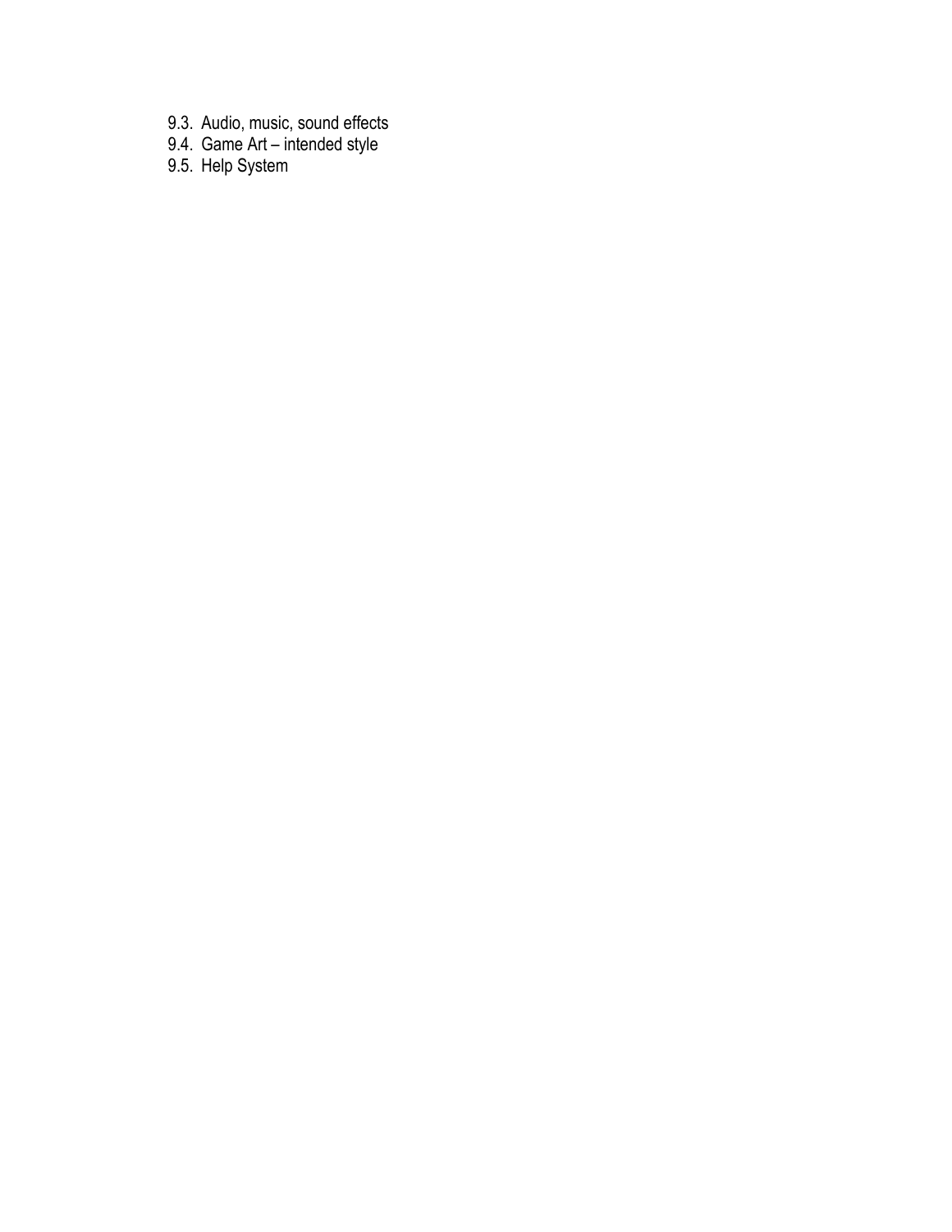9.3. Audio, music, sound effects
9.4. Game Art – intended style
9.5. Help System